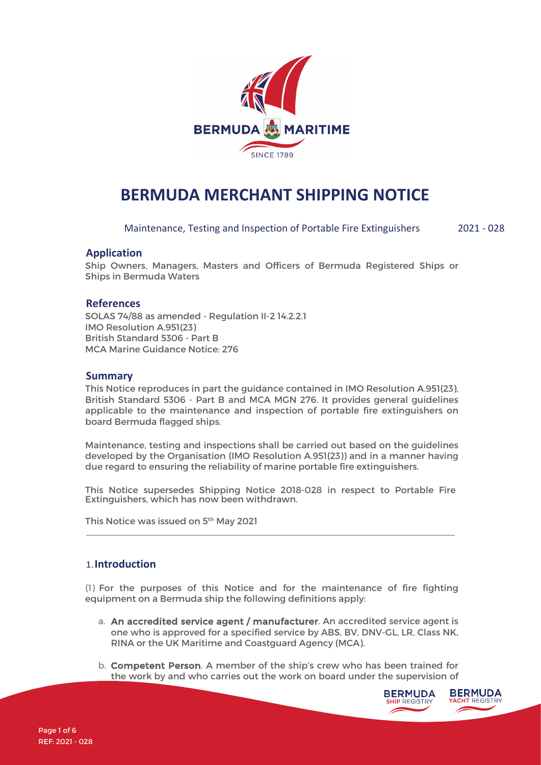# BERMUDA MERCHANT SHIPPING NOTICE

Maintenance, Testing and Inspection of Portable Fire Extinguishers 2021 - 028

## Application

Ship Owners, Managers, Masters and Officers of Bermuda Registered Ships or Ships in Bermuda Waters

## References

SOLAS 74/88 as amended - Regulation II-2 14.2.2.1
IMO Resolution A.951(23)
British Standard 5306 - Part B
MCA Marine Guidance Notice: 276

## Summary

This Notice reproduces in part the guidance contained in IMO Resolution A.951(23), British Standard 5306 - Part B and MCA MGN 276. It provides general guidelines applicable to the maintenance and inspection of portable fire extinguishers on board Bermuda flagged ships.

Maintenance, testing and inspections shall be carried out based on the guidelines developed by the Organisation (IMO Resolution A.951(23)) and in a manner having due regard to ensuring the reliability of marine portable fire extinguishers.

This Notice supersedes Shipping Notice 2018-028 in respect to Portable Fire Extinguishers, which has now been withdrawn.

This Notice was issued on 5th May 2021

## 1. Introduction

(1) For the purposes of this Notice and for the maintenance of fire fighting equipment on a Bermuda ship the following definitions apply:

a. **An accredited service agent / manufacturer**. An accredited service agent is one who is approved for a specified service by ABS, BV, DNV-GL, LR, Class NK, RINA or the UK Maritime and Coastguard Agency (MCA).

b. **Competent Person**. A member of the ship's crew who has been trained for the work by and who carries out the work on board under the supervision of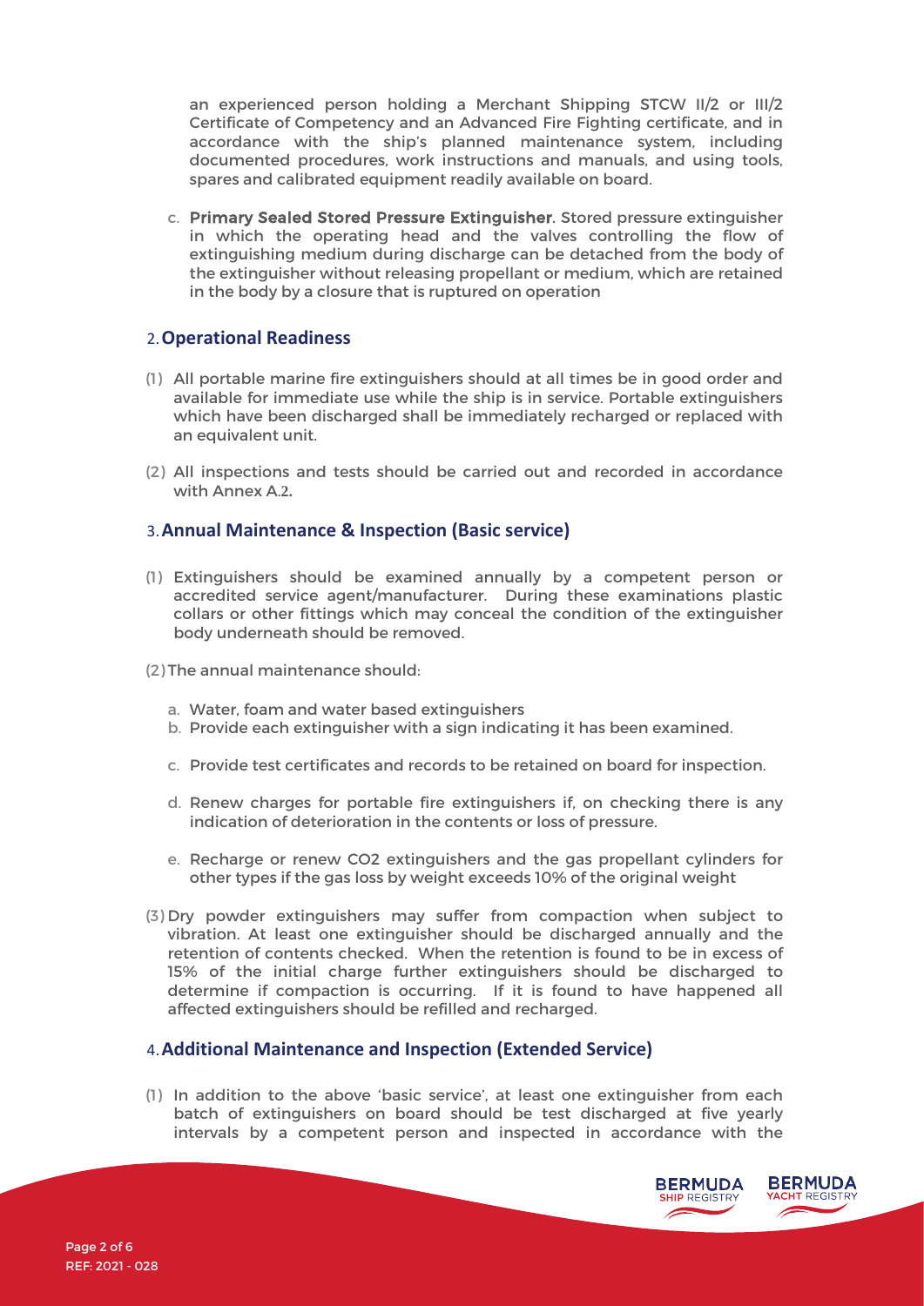an experienced person holding a Merchant Shipping STCW II/2 or III/2 Certificate of Competency and an Advanced Fire Fighting certificate, and in accordance with the ship's planned maintenance system, including documented procedures, work instructions and manuals, and using tools, spares and calibrated equipment readily available on board.

c. **Primary Sealed Stored Pressure Extinguisher**. Stored pressure extinguisher in which the operating head and the valves controlling the flow of extinguishing medium during discharge can be detached from the body of the extinguisher without releasing propellant or medium, which are retained in the body by a closure that is ruptured on operation

## 2. Operational Readiness

(1) All portable marine fire extinguishers should at all times be in good order and available for immediate use while the ship is in service. Portable extinguishers which have been discharged shall be immediately recharged or replaced with an equivalent unit.

(2) All inspections and tests should be carried out and recorded in accordance with Annex A.2.

## 3. Annual Maintenance & Inspection (Basic service)

(1) Extinguishers should be examined annually by a competent person or accredited service agent/manufacturer. During these examinations plastic collars or other fittings which may conceal the condition of the extinguisher body underneath should be removed.

(2) The annual maintenance should:

a. Water, foam and water based extinguishers
b. Provide each extinguisher with a sign indicating it has been examined.
c. Provide test certificates and records to be retained on board for inspection.
d. Renew charges for portable fire extinguishers if, on checking there is any indication of deterioration in the contents or loss of pressure.
e. Recharge or renew $CO_2$ extinguishers and the gas propellant cylinders for other types if the gas loss by weight exceeds 10% of the original weight

(3) Dry powder extinguishers may suffer from compaction when subject to vibration. At least one extinguisher should be discharged annually and the retention of contents checked. When the retention is found to be in excess of 15% of the initial charge further extinguishers should be discharged to determine if compaction is occurring. If it is found to have happened all affected extinguishers should be refilled and recharged.

## 4. Additional Maintenance and Inspection (Extended Service)

(1) In addition to the above 'basic service', at least one extinguisher from each batch of extinguishers on board should be test discharged at five yearly intervals by a competent person and inspected in accordance with the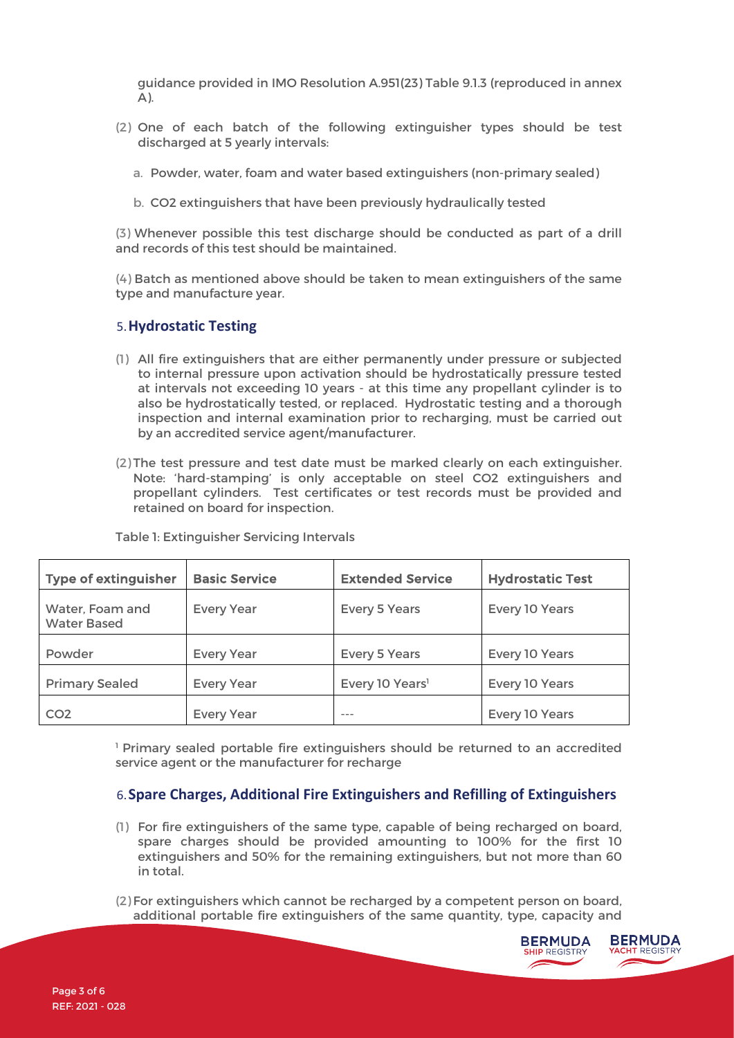guidance provided in IMO Resolution A.951(23) Table 9.1.3 (reproduced in annex A).

(2) One of each batch of the following extinguisher types should be test discharged at 5 yearly intervals:

a. Powder, water, foam and water based extinguishers (non-primary sealed)

b. $CO_2$ extinguishers that have been previously hydraulically tested

(3) Whenever possible this test discharge should be conducted as part of a drill and records of this test should be maintained.

(4) Batch as mentioned above should be taken to mean extinguishers of the same type and manufacture year.

## 5. Hydrostatic Testing

(1) All fire extinguishers that are either permanently under pressure or subjected to internal pressure upon activation should be hydrostatically pressure tested at intervals not exceeding 10 years - at this time any propellant cylinder is to also be hydrostatically tested, or replaced. Hydrostatic testing and a thorough inspection and internal examination prior to recharging, must be carried out by an accredited service agent/manufacturer.

(2) The test pressure and test date must be marked clearly on each extinguisher. Note: 'hard-stamping' is only acceptable on steel $CO_2$ extinguishers and propellant cylinders. Test certificates or test records must be provided and retained on board for inspection.

Table 1: Extinguisher Servicing Intervals

| Type of extinguisher | Basic Service | Extended Service | Hydrostatic Test |
|---|---|---|---|
| Water, Foam and Water Based | Every Year | Every 5 Years | Every 10 Years |
| Powder | Every Year | Every 5 Years | Every 10 Years |
| Primary Sealed | Every Year | Every 10 Years[1] | Every 10 Years |
| $CO_2$ | Every Year | --- | Every 10 Years |

[1] Primary sealed portable fire extinguishers should be returned to an accredited service agent or the manufacturer for recharge

## 6. Spare Charges, Additional Fire Extinguishers and Refilling of Extinguishers

(1) For fire extinguishers of the same type, capable of being recharged on board, spare charges should be provided amounting to 100% for the first 10 extinguishers and 50% for the remaining extinguishers, but not more than 60 in total.

(2) For extinguishers which cannot be recharged by a competent person on board, additional portable fire extinguishers of the same quantity, type, capacity and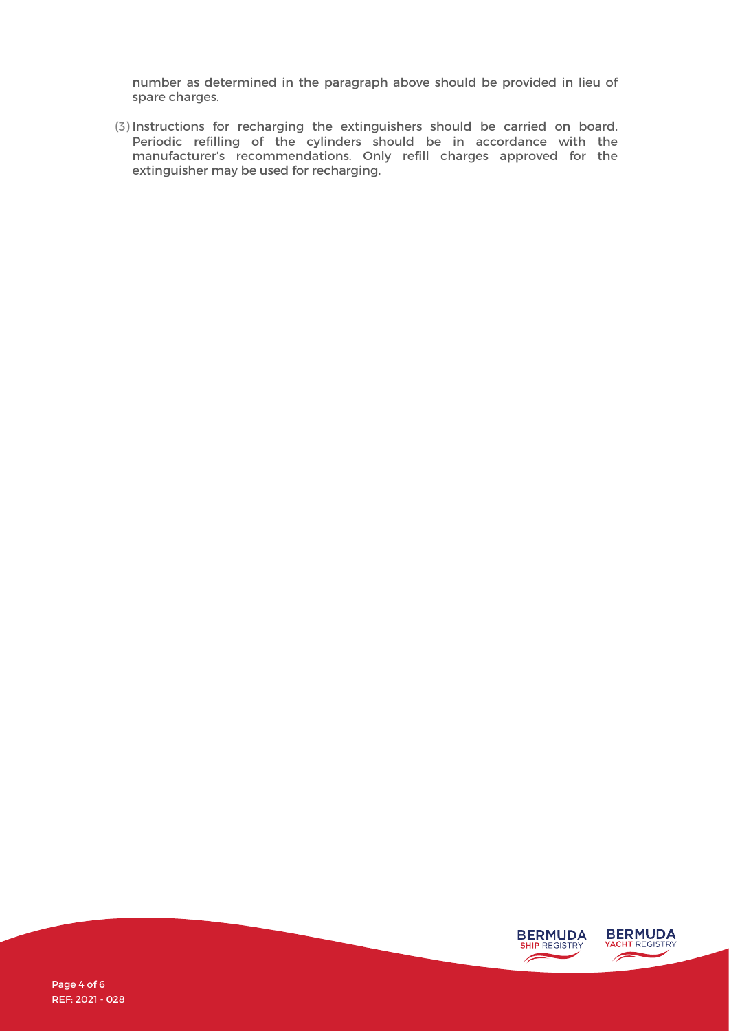number as determined in the paragraph above should be provided in lieu of spare charges.

(3) Instructions for recharging the extinguishers should be carried on board. Periodic refilling of the cylinders should be in accordance with the manufacturer's recommendations. Only refill charges approved for the extinguisher may be used for recharging.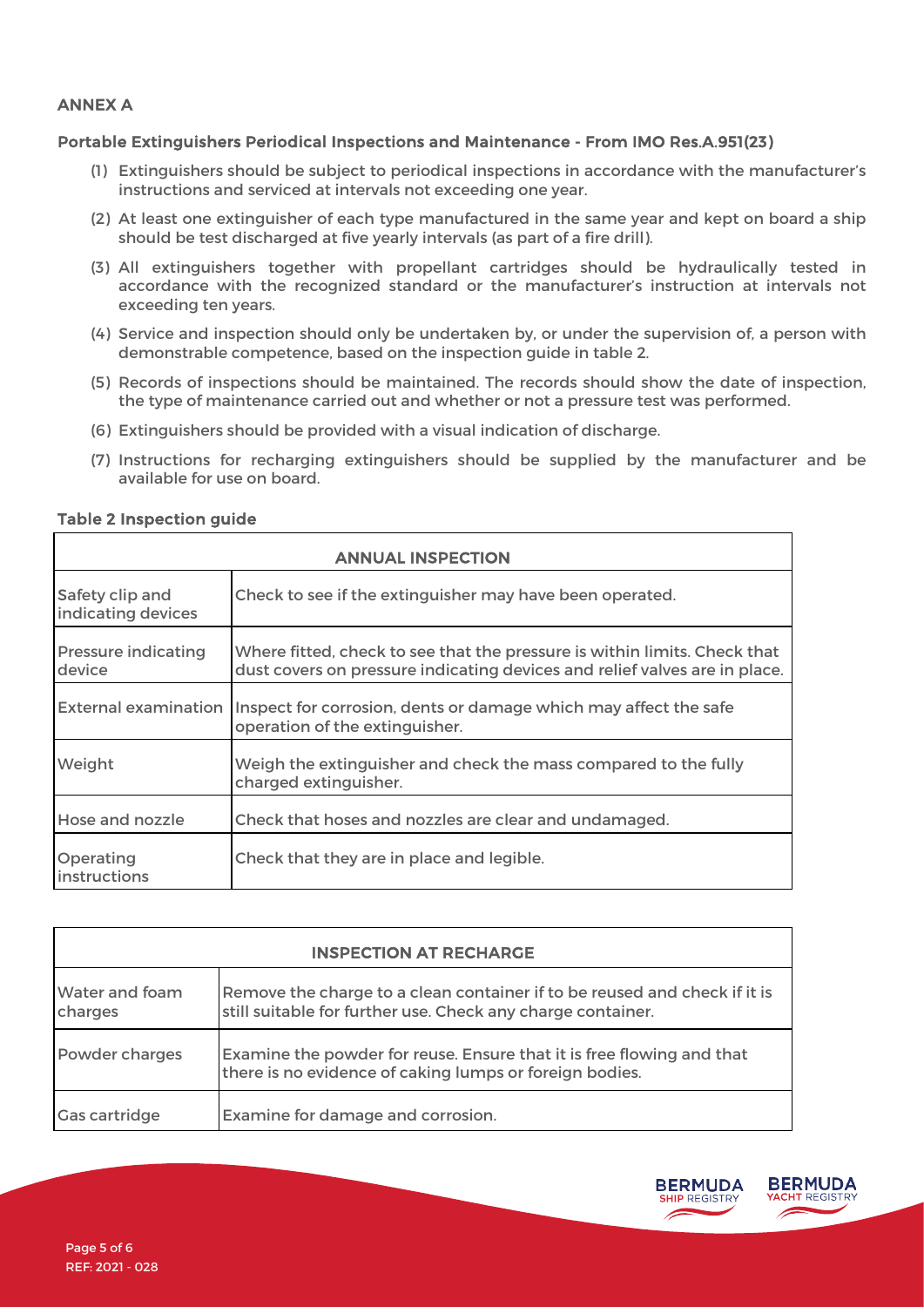## ANNEX A

### Portable Extinguishers Periodical Inspections and Maintenance - From IMO Res.A.951(23)

(1) Extinguishers should be subject to periodical inspections in accordance with the manufacturer's instructions and serviced at intervals not exceeding one year.

(2) At least one extinguisher of each type manufactured in the same year and kept on board a ship should be test discharged at five yearly intervals (as part of a fire drill).

(3) All extinguishers together with propellant cartridges should be hydraulically tested in accordance with the recognized standard or the manufacturer's instruction at intervals not exceeding ten years.

(4) Service and inspection should only be undertaken by, or under the supervision of, a person with demonstrable competence, based on the inspection guide in table 2.

(5) Records of inspections should be maintained. The records should show the date of inspection, the type of maintenance carried out and whether or not a pressure test was performed.

(6) Extinguishers should be provided with a visual indication of discharge.

(7) Instructions for recharging extinguishers should be supplied by the manufacturer and be available for use on board.

### Table 2 Inspection guide

| ANNUAL INSPECTION | |
|---|---|
| Safety clip and indicating devices | Check to see if the extinguisher may have been operated. |
| Pressure indicating device | Where fitted, check to see that the pressure is within limits. Check that dust covers on pressure indicating devices and relief valves are in place. |
| External examination | Inspect for corrosion, dents or damage which may affect the safe operation of the extinguisher. |
| Weight | Weigh the extinguisher and check the mass compared to the fully charged extinguisher. |
| Hose and nozzle | Check that hoses and nozzles are clear and undamaged. |
| Operating instructions | Check that they are in place and legible. |

| INSPECTION AT RECHARGE | |
|---|---|
| Water and foam charges | Remove the charge to a clean container if to be reused and check if it is still suitable for further use. Check any charge container. |
| Powder charges | Examine the powder for reuse. Ensure that it is free flowing and that there is no evidence of caking lumps or foreign bodies. |
| Gas cartridge | Examine for damage and corrosion. |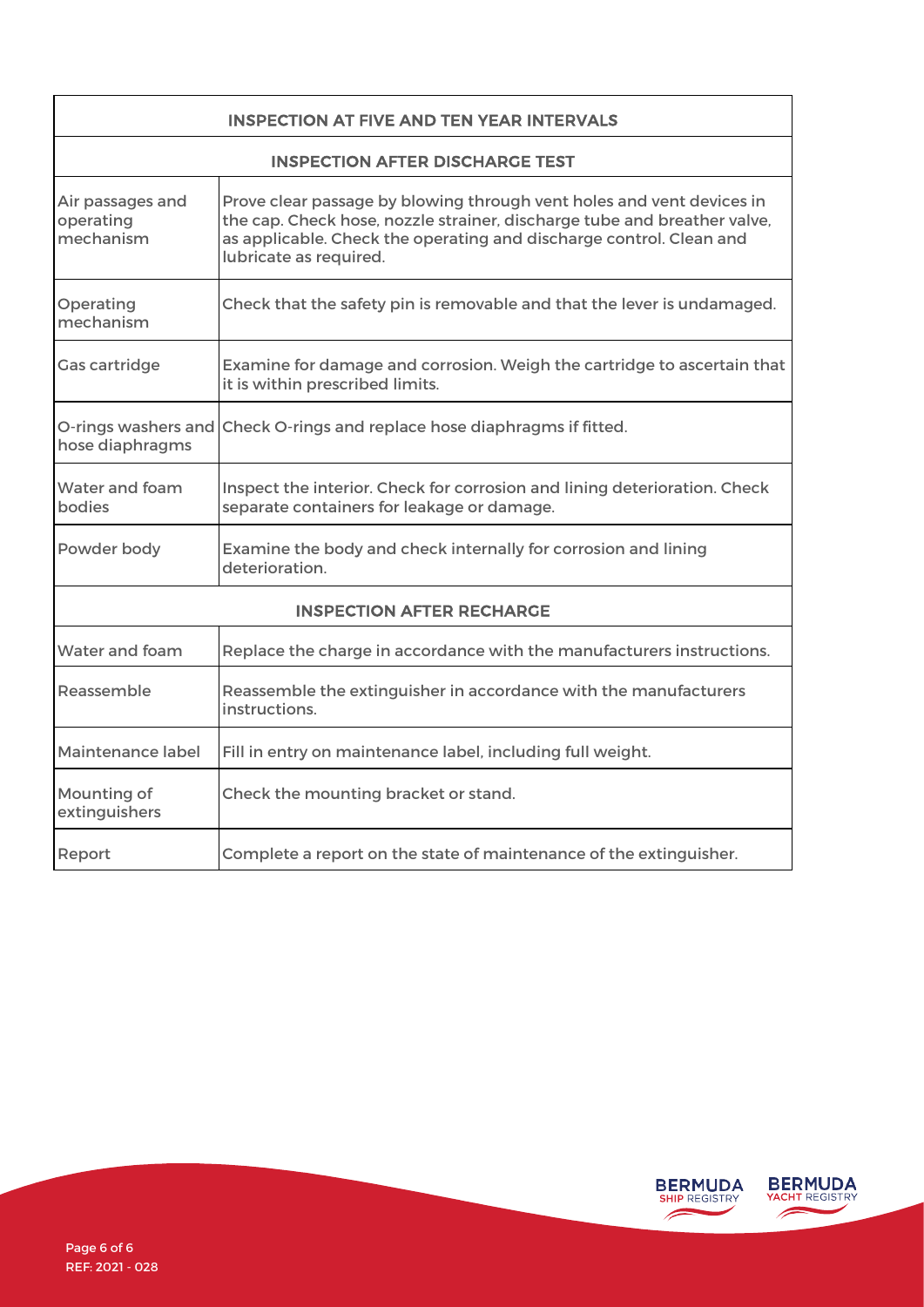| INSPECTION AT FIVE AND TEN YEAR INTERVALS | |
|---|---|
| **INSPECTION AFTER DISCHARGE TEST** | |
| Air passages and operating mechanism | Prove clear passage by blowing through vent holes and vent devices in the cap. Check hose, nozzle strainer, discharge tube and breather valve, as applicable. Check the operating and discharge control. Clean and lubricate as required. |
| Operating mechanism | Check that the safety pin is removable and that the lever is undamaged. |
| Gas cartridge | Examine for damage and corrosion. Weigh the cartridge to ascertain that it is within prescribed limits. |
| O-rings washers and hose diaphragms | Check O-rings and replace hose diaphragms if fitted. |
| Water and foam bodies | Inspect the interior. Check for corrosion and lining deterioration. Check separate containers for leakage or damage. |
| Powder body | Examine the body and check internally for corrosion and lining deterioration. |
| **INSPECTION AFTER RECHARGE** | |
| Water and foam | Replace the charge in accordance with the manufacturers instructions. |
| Reassemble | Reassemble the extinguisher in accordance with the manufacturers instructions. |
| Maintenance label | Fill in entry on maintenance label, including full weight. |
| Mounting of extinguishers | Check the mounting bracket or stand. |
| Report | Complete a report on the state of maintenance of the extinguisher. |

REF: 2021 - 028